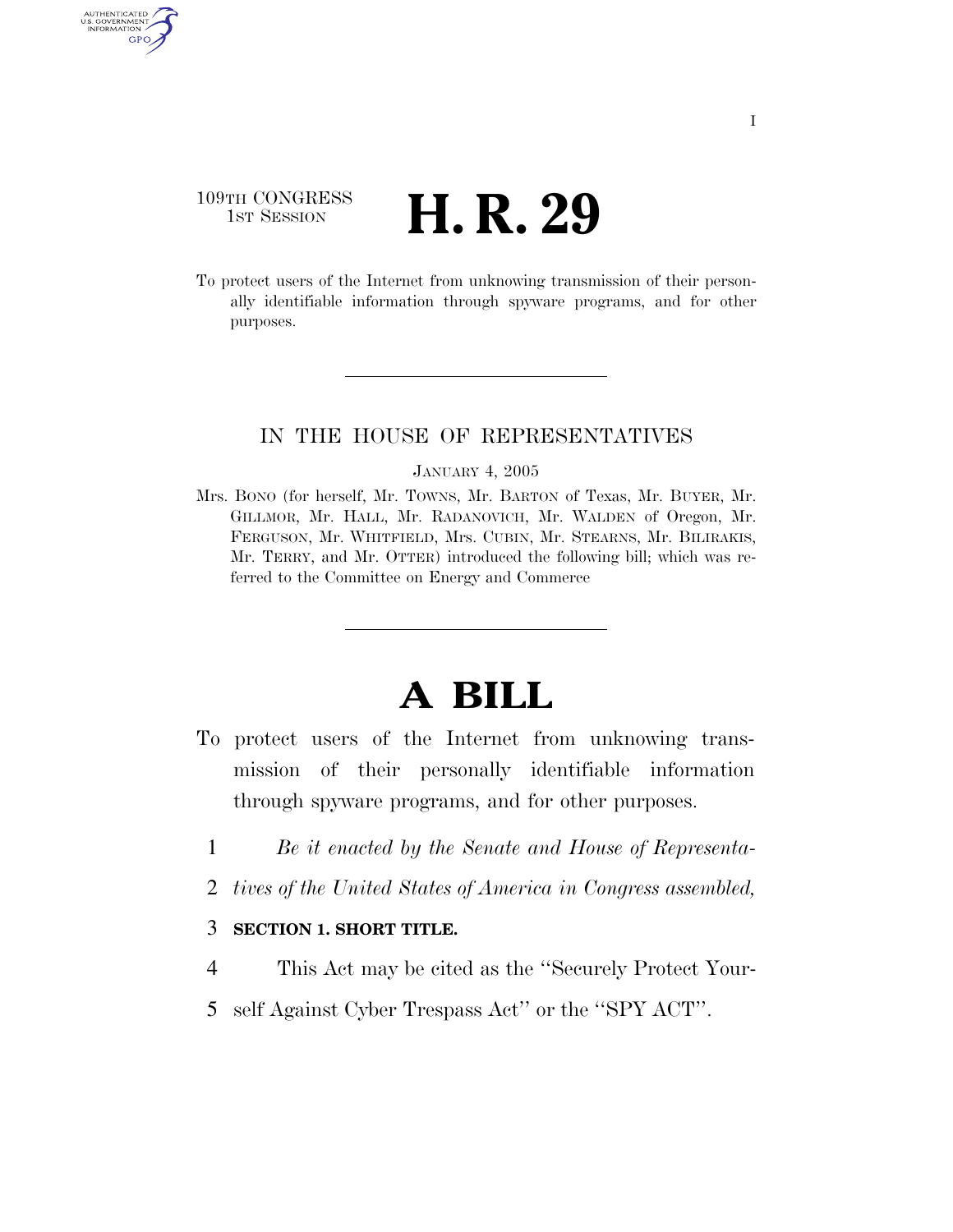109TH CONGRESS
1ST SESSION

# H. R. 29

To protect users of the Internet from unknowing transmission of their personally identifiable information through spyware programs, and for other purposes.

IN THE HOUSE OF REPRESENTATIVES

JANUARY 4, 2005

Mrs. BONO (for herself, Mr. TOWNS, Mr. BARTON of Texas, Mr. BUYER, Mr. GILLMOR, Mr. HALL, Mr. RADANOVICH, Mr. WALDEN of Oregon, Mr. FERGUSON, Mr. WHITFIELD, Mrs. CUBIN, Mr. STEARNS, Mr. BILIRAKIS, Mr. TERRY, and Mr. OTTER) introduced the following bill; which was referred to the Committee on Energy and Commerce

# A BILL

To protect users of the Internet from unknowing transmission of their personally identifiable information through spyware programs, and for other purposes.

1 *Be it enacted by the Senate and House of Representa-*
2 *tives of the United States of America in Congress assembled,*

3 **SECTION 1. SHORT TITLE.**

4 This Act may be cited as the ''Securely Protect Your-
5 self Against Cyber Trespass Act'' or the ''SPY ACT''.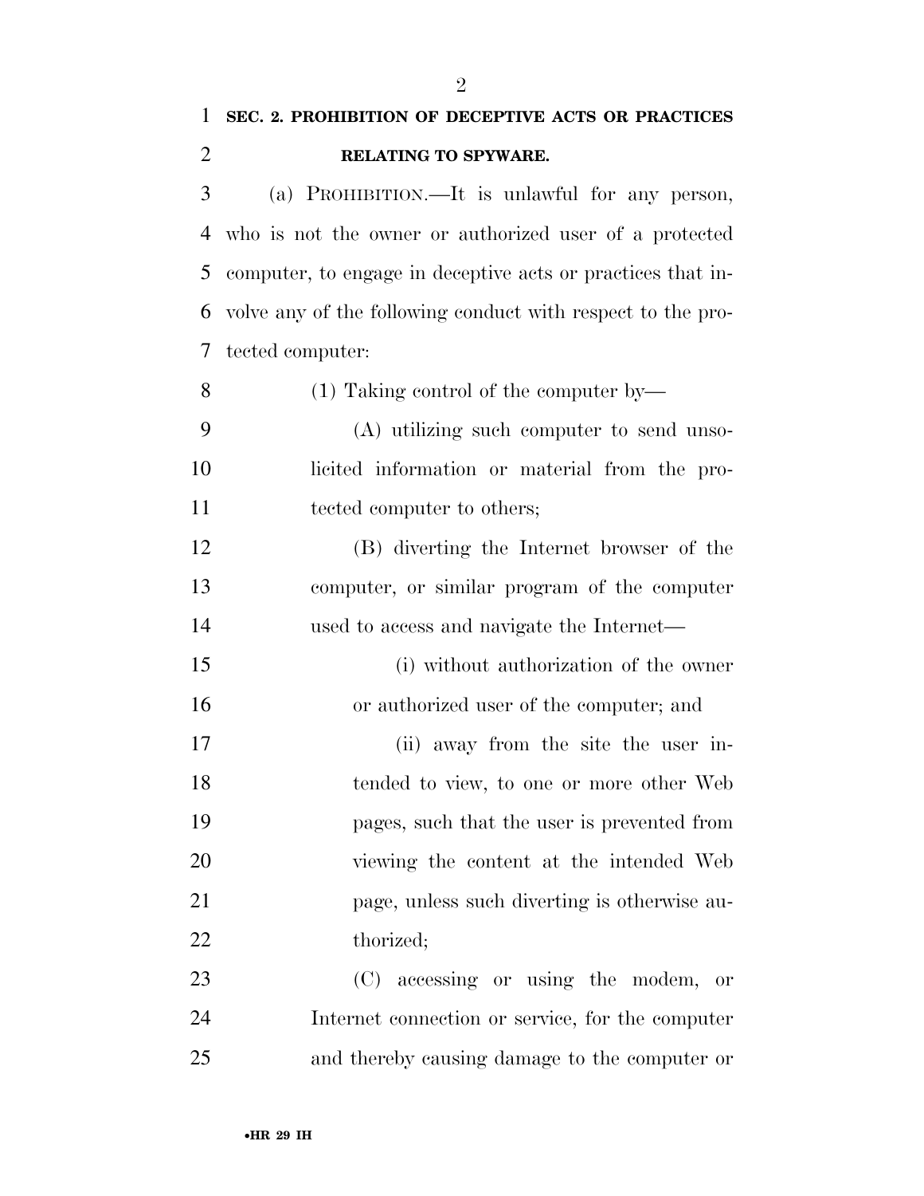## SEC. 2. PROHIBITION OF DECEPTIVE ACTS OR PRACTICES RELATING TO SPYWARE.

(a) PROHIBITION.—It is unlawful for any person, who is not the owner or authorized user of a protected computer, to engage in deceptive acts or practices that involve any of the following conduct with respect to the protected computer:

(1) Taking control of the computer by—

(A) utilizing such computer to send unsolicited information or material from the protected computer to others;

(B) diverting the Internet browser of the computer, or similar program of the computer used to access and navigate the Internet—

(i) without authorization of the owner or authorized user of the computer; and

(ii) away from the site the user intended to view, to one or more other Web pages, such that the user is prevented from viewing the content at the intended Web page, unless such diverting is otherwise authorized;

(C) accessing or using the modem, or Internet connection or service, for the computer and thereby causing damage to the computer or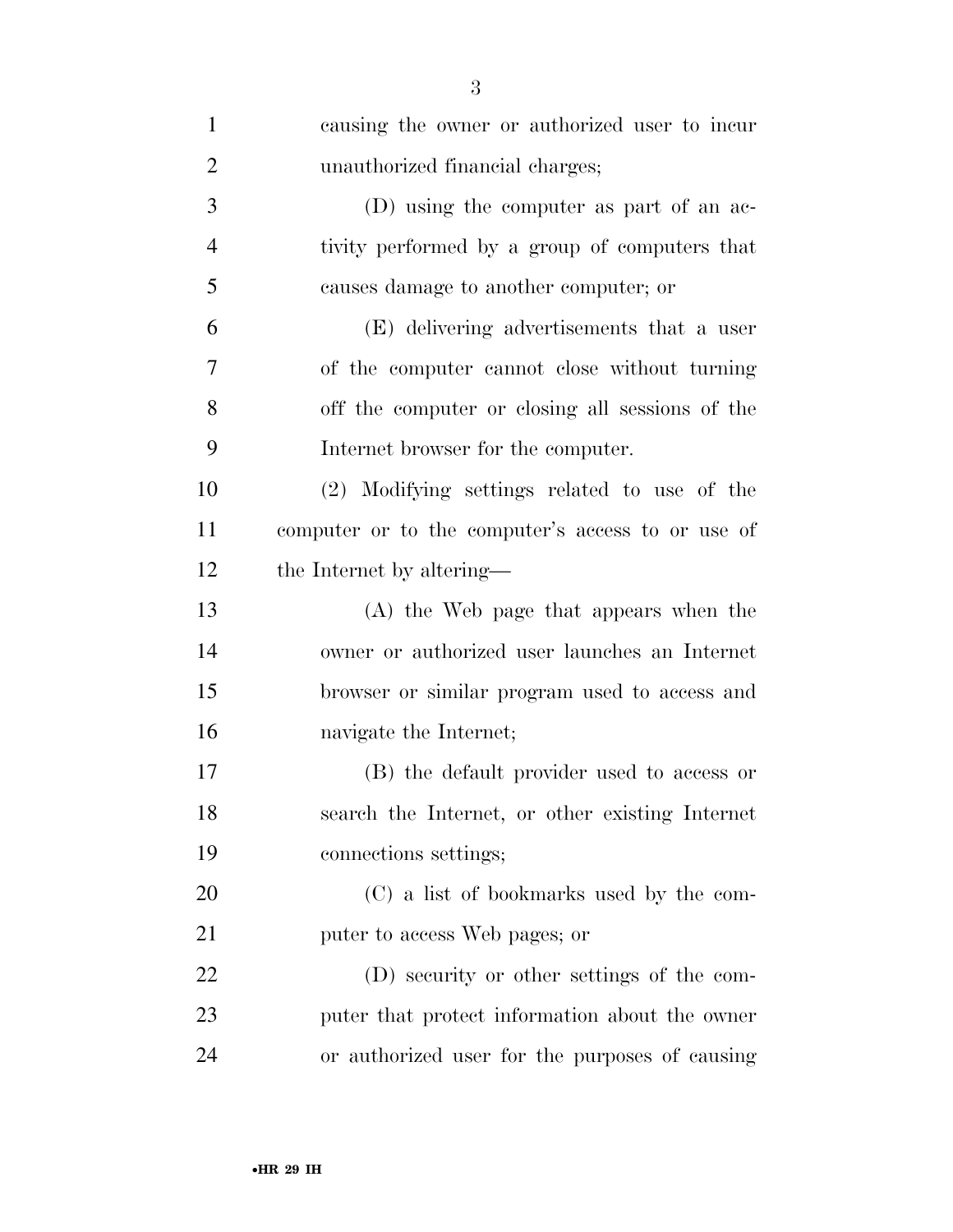causing the owner or authorized user to incur unauthorized financial charges;

(D) using the computer as part of an activity performed by a group of computers that causes damage to another computer; or

(E) delivering advertisements that a user of the computer cannot close without turning off the computer or closing all sessions of the Internet browser for the computer.

(2) Modifying settings related to use of the computer or to the computer's access to or use of the Internet by altering—

(A) the Web page that appears when the owner or authorized user launches an Internet browser or similar program used to access and navigate the Internet;

(B) the default provider used to access or search the Internet, or other existing Internet connections settings;

(C) a list of bookmarks used by the computer to access Web pages; or

(D) security or other settings of the computer that protect information about the owner or authorized user for the purposes of causing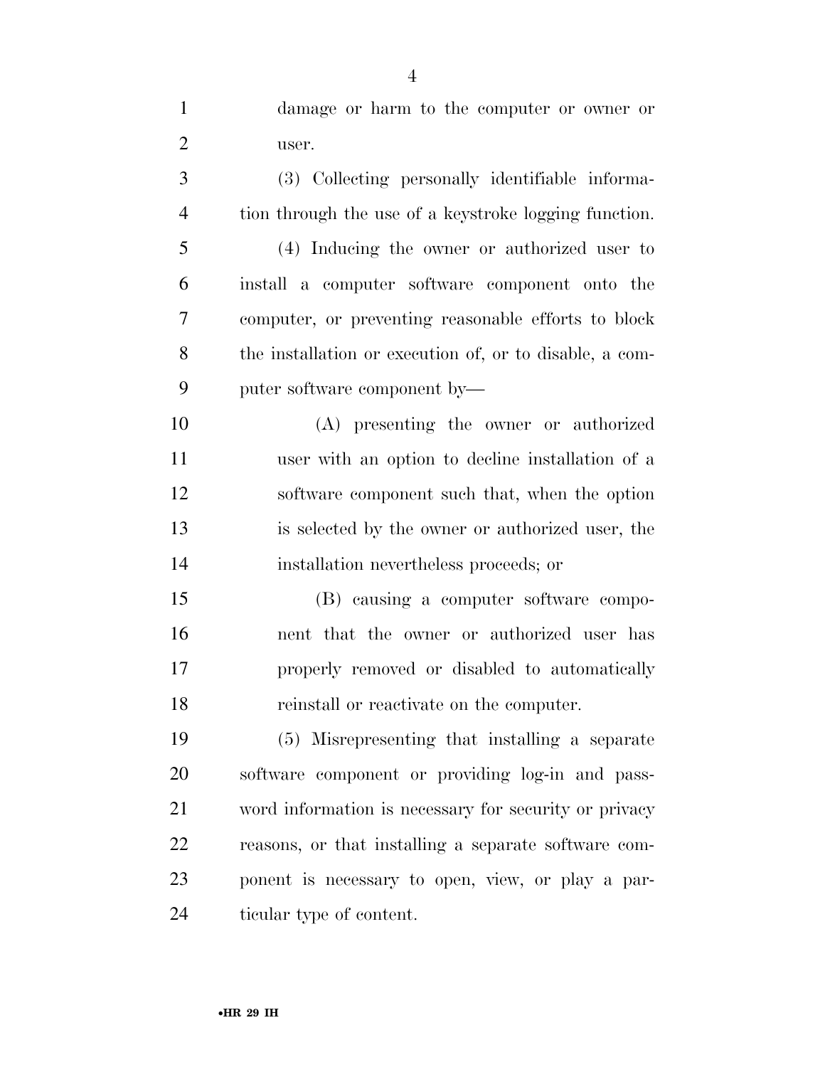damage or harm to the computer or owner or user.

(3) Collecting personally identifiable information through the use of a keystroke logging function.

(4) Inducing the owner or authorized user to install a computer software component onto the computer, or preventing reasonable efforts to block the installation or execution of, or to disable, a computer software component by—

(A) presenting the owner or authorized user with an option to decline installation of a software component such that, when the option is selected by the owner or authorized user, the installation nevertheless proceeds; or

(B) causing a computer software component that the owner or authorized user has properly removed or disabled to automatically reinstall or reactivate on the computer.

(5) Misrepresenting that installing a separate software component or providing log-in and password information is necessary for security or privacy reasons, or that installing a separate software component is necessary to open, view, or play a particular type of content.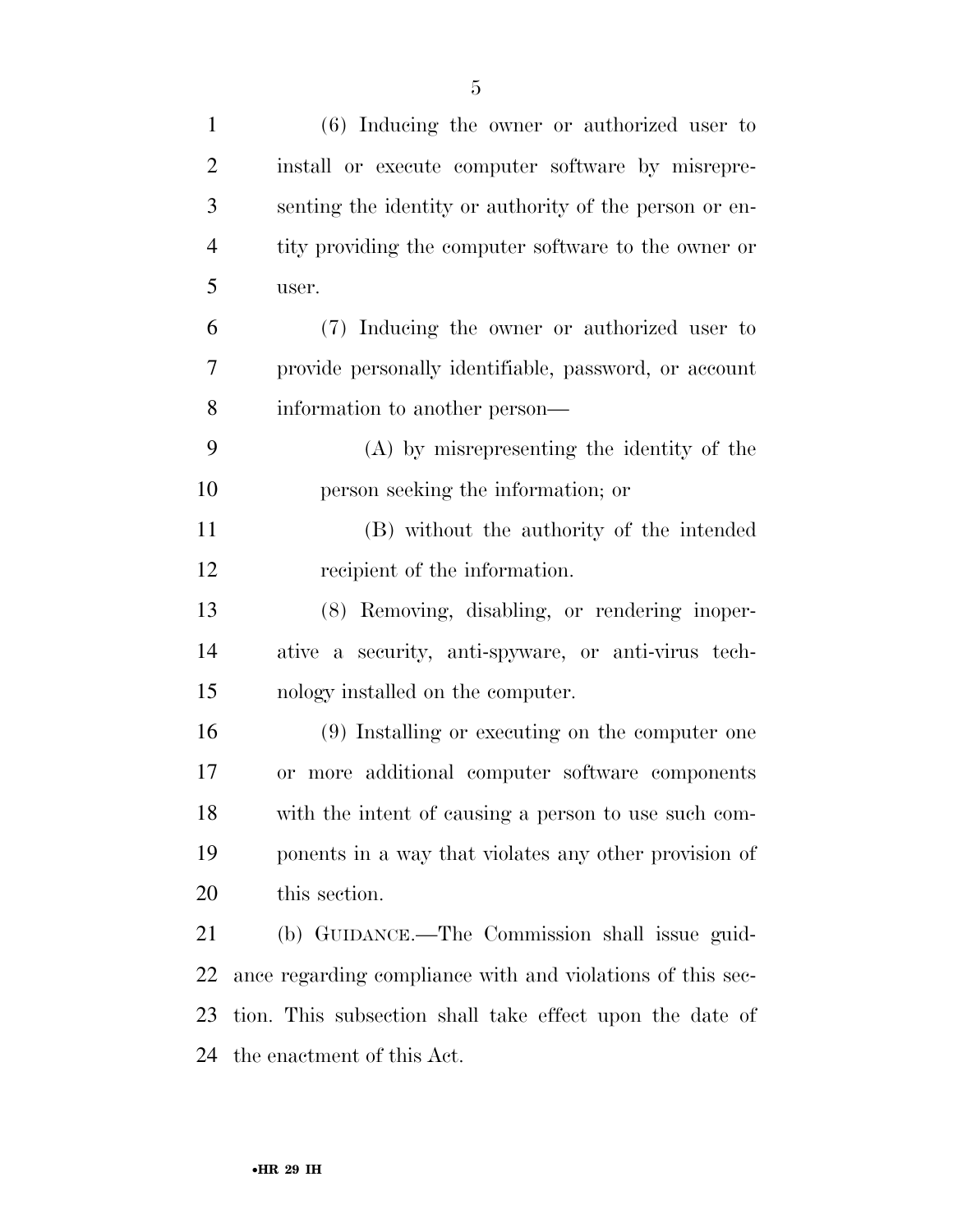(6) Inducing the owner or authorized user to install or execute computer software by misrepresenting the identity or authority of the person or entity providing the computer software to the owner or user.

(7) Inducing the owner or authorized user to provide personally identifiable, password, or account information to another person—

(A) by misrepresenting the identity of the person seeking the information; or

(B) without the authority of the intended recipient of the information.

(8) Removing, disabling, or rendering inoperative a security, anti-spyware, or anti-virus technology installed on the computer.

(9) Installing or executing on the computer one or more additional computer software components with the intent of causing a person to use such components in a way that violates any other provision of this section.

(b) GUIDANCE.—The Commission shall issue guidance regarding compliance with and violations of this section. This subsection shall take effect upon the date of the enactment of this Act.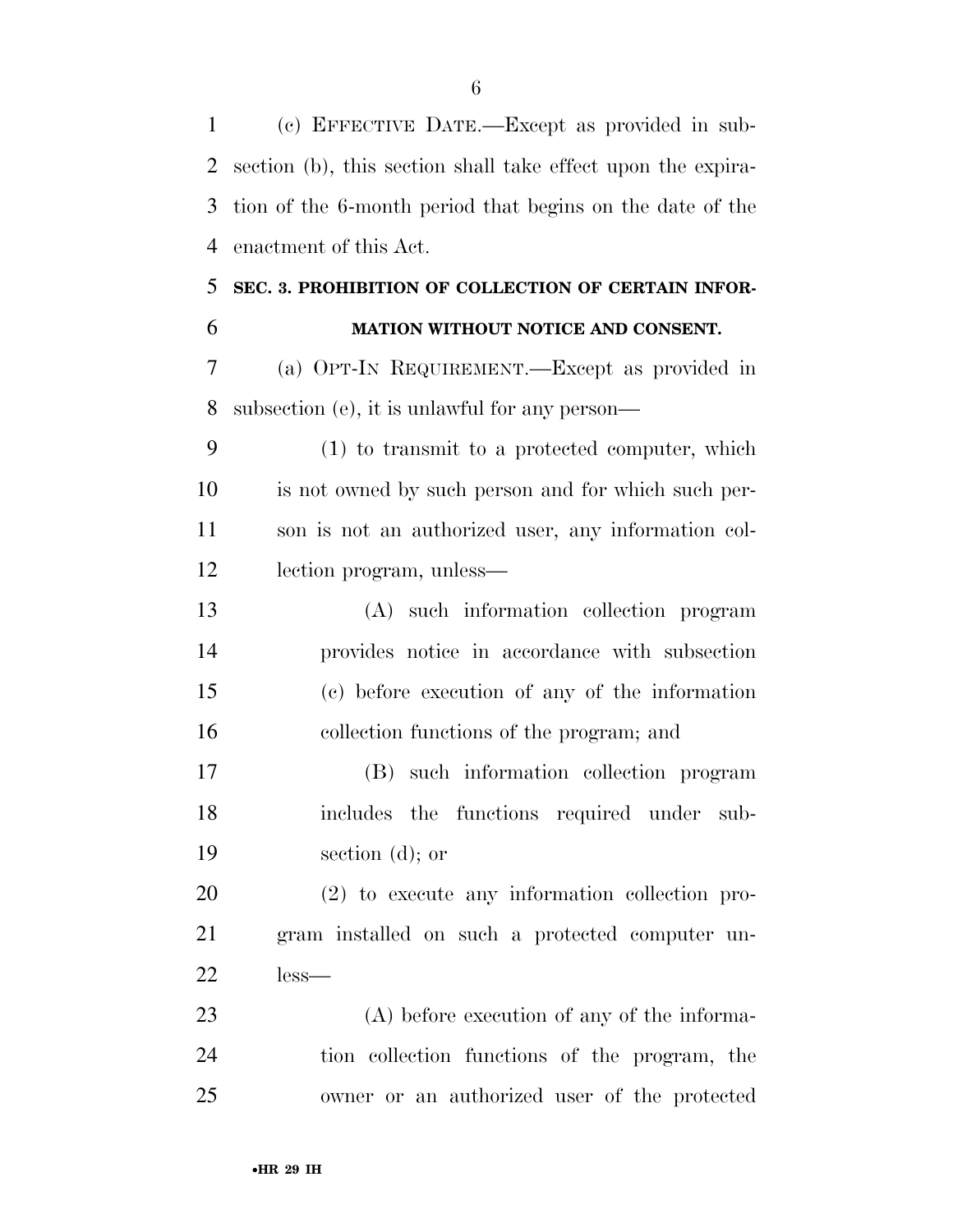(c) EFFECTIVE DATE.—Except as provided in subsection (b), this section shall take effect upon the expiration of the 6-month period that begins on the date of the enactment of this Act.

## SEC. 3. PROHIBITION OF COLLECTION OF CERTAIN INFORMATION WITHOUT NOTICE AND CONSENT.

(a) OPT-IN REQUIREMENT.—Except as provided in subsection (e), it is unlawful for any person—

(1) to transmit to a protected computer, which is not owned by such person and for which such person is not an authorized user, any information collection program, unless—

(A) such information collection program provides notice in accordance with subsection (c) before execution of any of the information collection functions of the program; and

(B) such information collection program includes the functions required under subsection (d); or

(2) to execute any information collection program installed on such a protected computer unless—

(A) before execution of any of the information collection functions of the program, the owner or an authorized user of the protected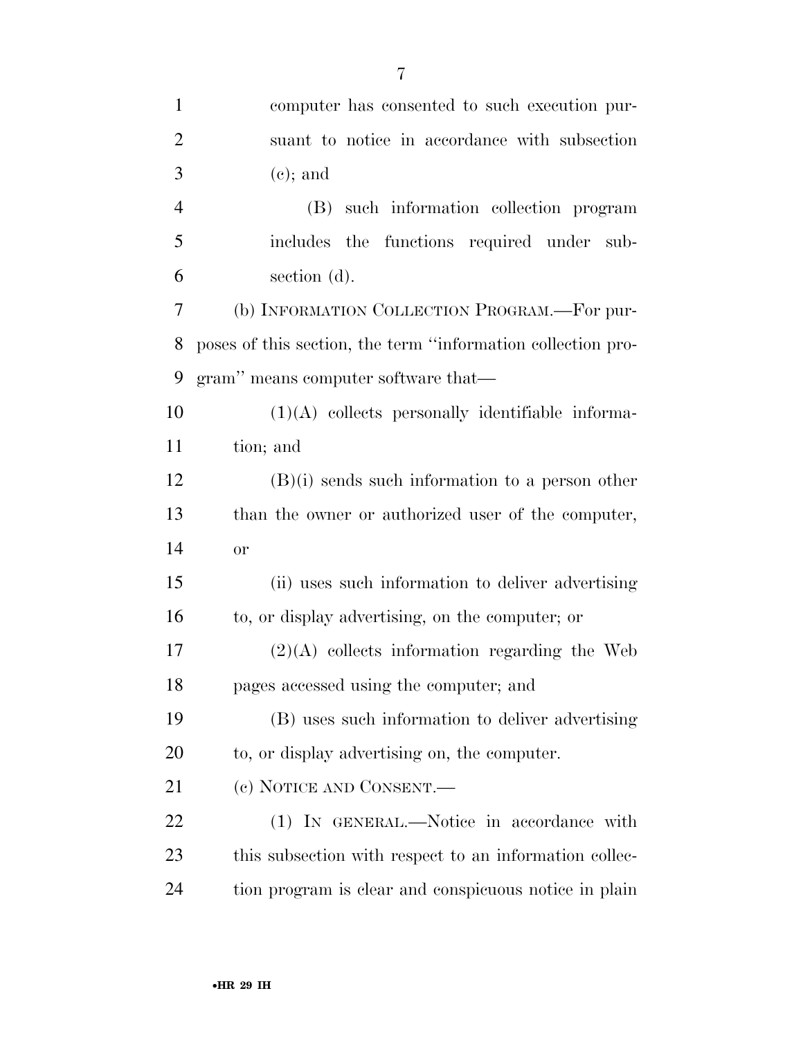computer has consented to such execution pursuant to notice in accordance with subsection (c); and

(B) such information collection program includes the functions required under subsection (d).

(b) INFORMATION COLLECTION PROGRAM.—For purposes of this section, the term ''information collection program'' means computer software that—

(1)(A) collects personally identifiable information; and

(B)(i) sends such information to a person other than the owner or authorized user of the computer, or

(ii) uses such information to deliver advertising to, or display advertising, on the computer; or

(2)(A) collects information regarding the Web pages accessed using the computer; and

(B) uses such information to deliver advertising to, or display advertising on, the computer.

(c) NOTICE AND CONSENT.—

(1) IN GENERAL.—Notice in accordance with this subsection with respect to an information collection program is clear and conspicuous notice in plain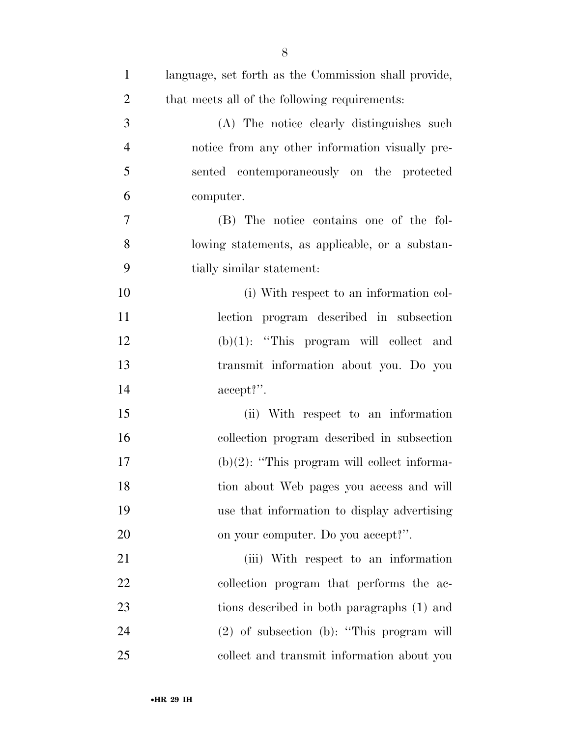language, set forth as the Commission shall provide, that meets all of the following requirements:

(A) The notice clearly distinguishes such notice from any other information visually presented contemporaneously on the protected computer.

(B) The notice contains one of the following statements, as applicable, or a substantially similar statement:

(i) With respect to an information collection program described in subsection (b)(1): "This program will collect and transmit information about you. Do you accept?".

(ii) With respect to an information collection program described in subsection (b)(2): "This program will collect information about Web pages you access and will use that information to display advertising on your computer. Do you accept?".

(iii) With respect to an information collection program that performs the actions described in both paragraphs (1) and (2) of subsection (b): "This program will collect and transmit information about you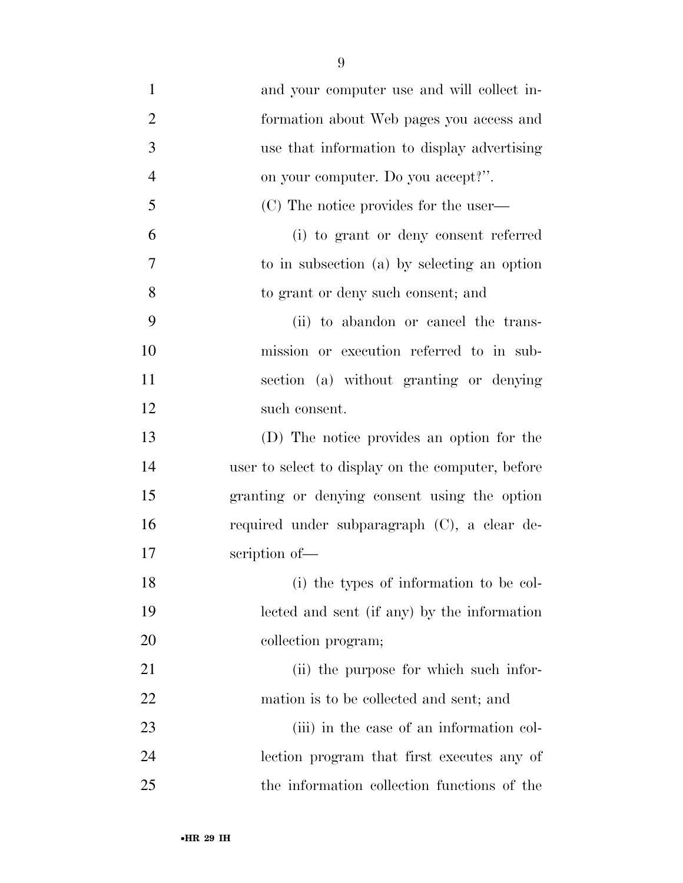and your computer use and will collect information about Web pages you access and use that information to display advertising on your computer. Do you accept?''.

(C) The notice provides for the user—

(i) to grant or deny consent referred to in subsection (a) by selecting an option to grant or deny such consent; and

(ii) to abandon or cancel the transmission or execution referred to in subsection (a) without granting or denying such consent.

(D) The notice provides an option for the user to select to display on the computer, before granting or denying consent using the option required under subparagraph (C), a clear description of—

(i) the types of information to be collected and sent (if any) by the information collection program;

(ii) the purpose for which such information is to be collected and sent; and

(iii) in the case of an information collection program that first executes any of the information collection functions of the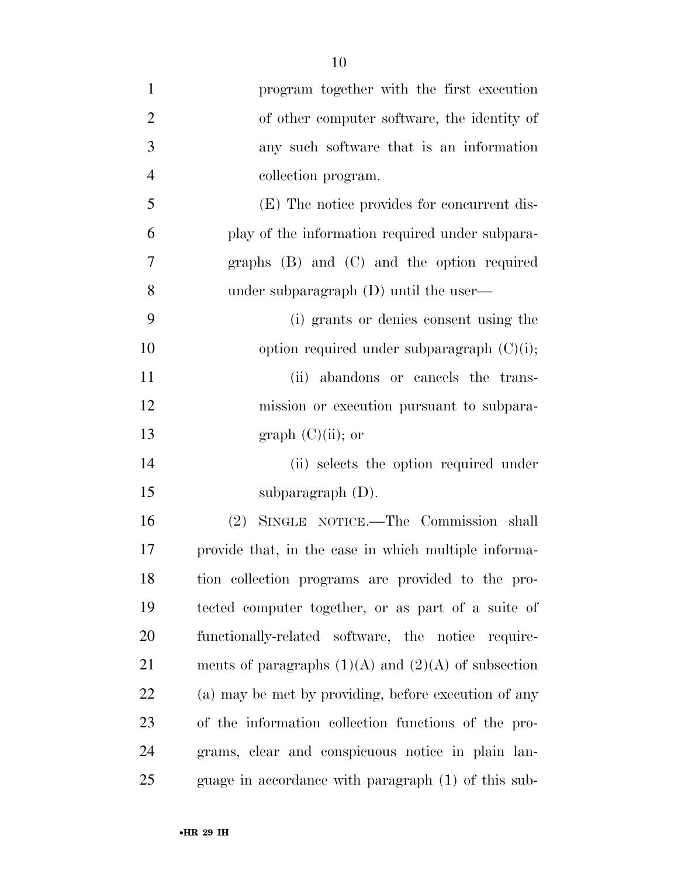program together with the first execution of other computer software, the identity of any such software that is an information collection program.

(E) The notice provides for concurrent display of the information required under subparagraphs (B) and (C) and the option required under subparagraph (D) until the user—

(i) grants or denies consent using the option required under subparagraph (C)(i);

(ii) abandons or cancels the transmission or execution pursuant to subparagraph (C)(ii); or

(ii) selects the option required under subparagraph (D).

(2) SINGLE NOTICE.—The Commission shall provide that, in the case in which multiple information collection programs are provided to the protected computer together, or as part of a suite of functionally-related software, the notice requirements of paragraphs (1)(A) and (2)(A) of subsection (a) may be met by providing, before execution of any of the information collection functions of the programs, clear and conspicuous notice in plain language in accordance with paragraph (1) of this sub-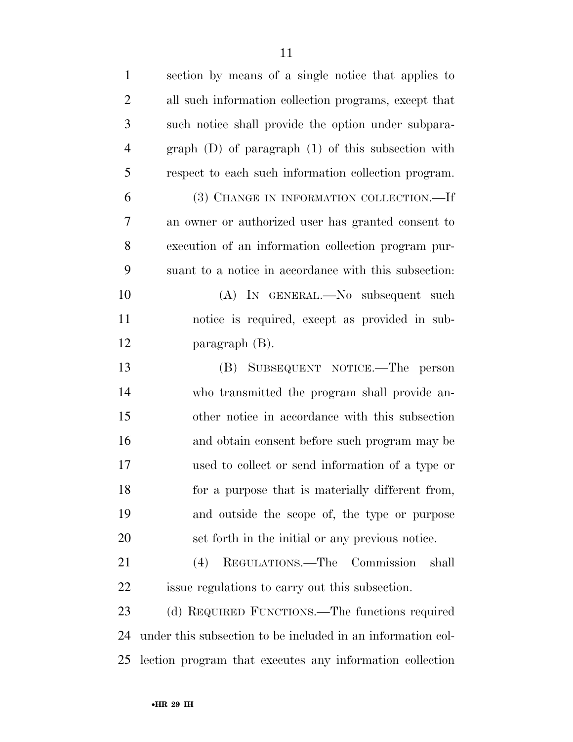section by means of a single notice that applies to all such information collection programs, except that such notice shall provide the option under subparagraph (D) of paragraph (1) of this subsection with respect to each such information collection program.

(3) CHANGE IN INFORMATION COLLECTION.—If an owner or authorized user has granted consent to execution of an information collection program pursuant to a notice in accordance with this subsection:

(A) IN GENERAL.—No subsequent such notice is required, except as provided in subparagraph (B).

(B) SUBSEQUENT NOTICE.—The person who transmitted the program shall provide another notice in accordance with this subsection and obtain consent before such program may be used to collect or send information of a type or for a purpose that is materially different from, and outside the scope of, the type or purpose set forth in the initial or any previous notice.

(4) REGULATIONS.—The Commission shall issue regulations to carry out this subsection.

(d) REQUIRED FUNCTIONS.—The functions required under this subsection to be included in an information collection program that executes any information collection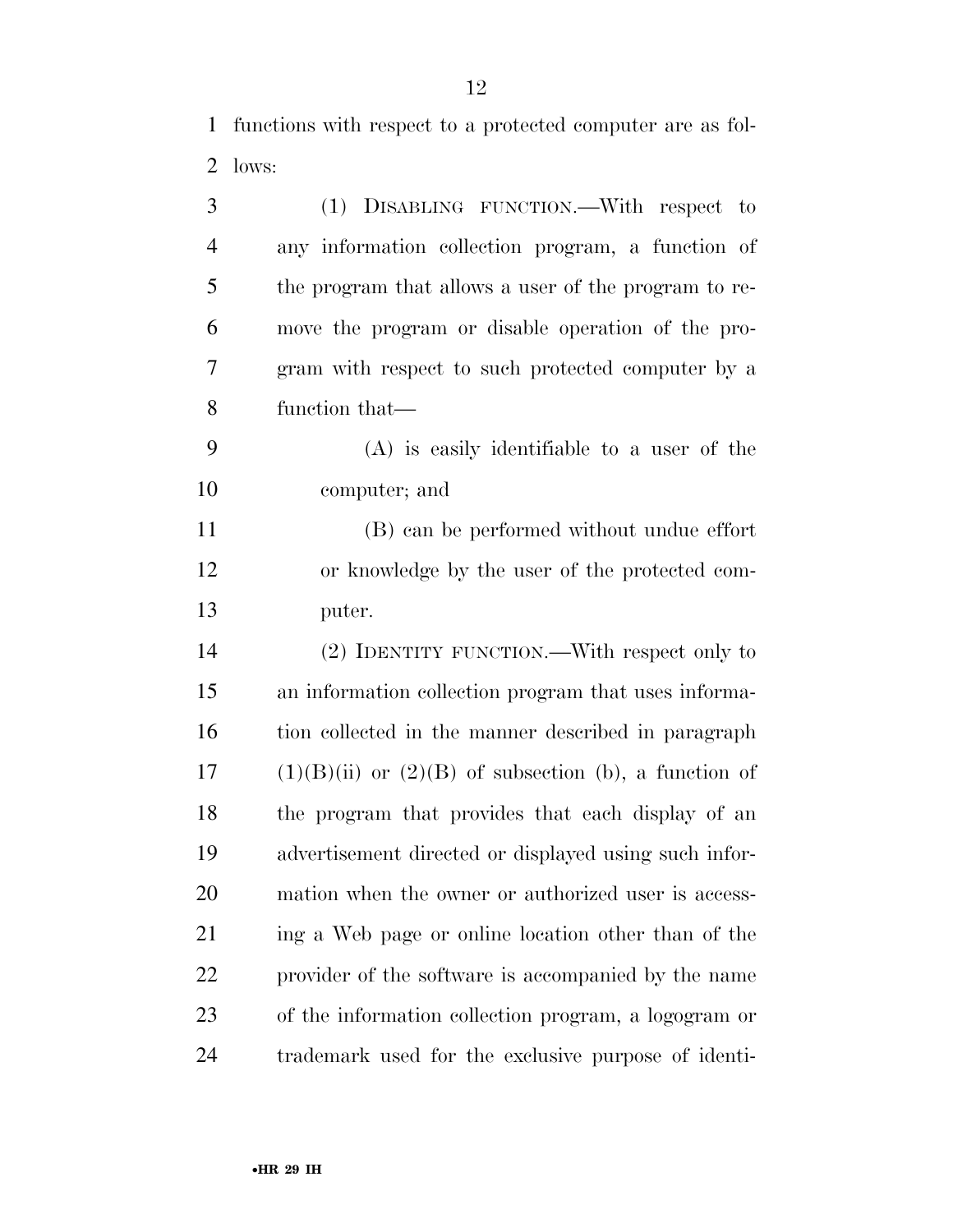functions with respect to a protected computer are as follows:

(1) DISABLING FUNCTION.—With respect to any information collection program, a function of the program that allows a user of the program to remove the program or disable operation of the program with respect to such protected computer by a function that—

(A) is easily identifiable to a user of the computer; and

(B) can be performed without undue effort or knowledge by the user of the protected computer.

(2) IDENTITY FUNCTION.—With respect only to an information collection program that uses information collected in the manner described in paragraph (1)(B)(ii) or (2)(B) of subsection (b), a function of the program that provides that each display of an advertisement directed or displayed using such information when the owner or authorized user is accessing a Web page or online location other than of the provider of the software is accompanied by the name of the information collection program, a logogram or trademark used for the exclusive purpose of identi-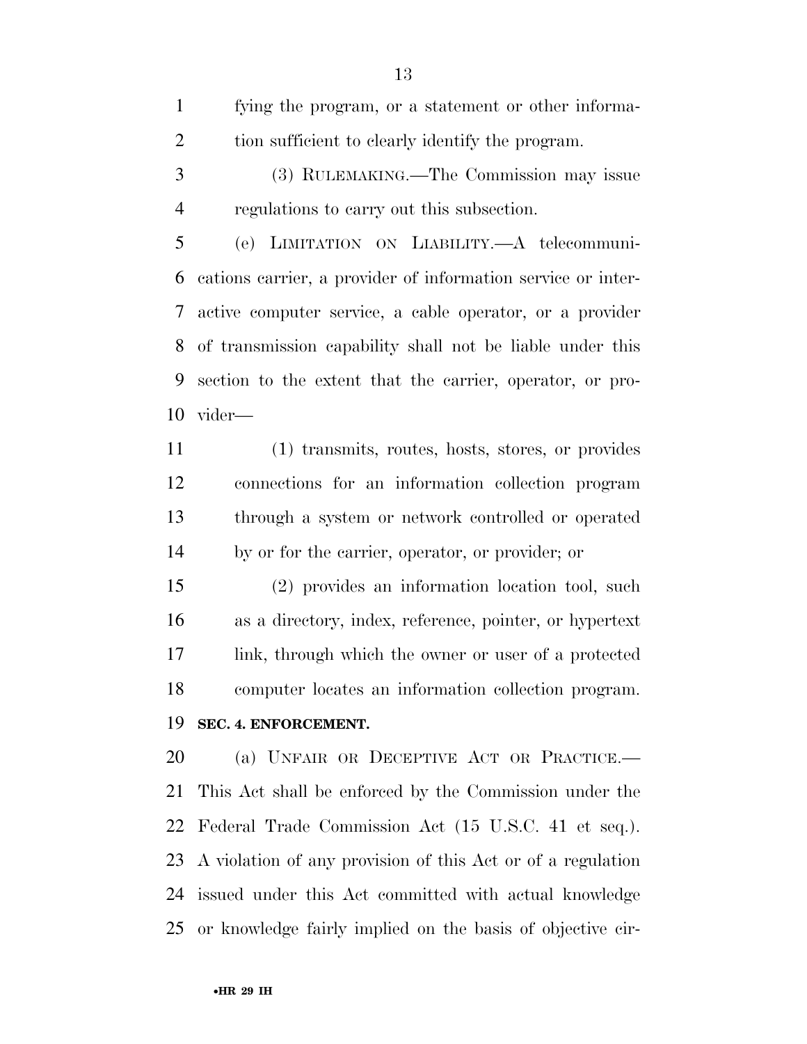fying the program, or a statement or other information sufficient to clearly identify the program.

(3) RULEMAKING.—The Commission may issue regulations to carry out this subsection.

(e) LIMITATION ON LIABILITY.—A telecommunications carrier, a provider of information service or interactive computer service, a cable operator, or a provider of transmission capability shall not be liable under this section to the extent that the carrier, operator, or provider—

(1) transmits, routes, hosts, stores, or provides connections for an information collection program through a system or network controlled or operated by or for the carrier, operator, or provider; or

(2) provides an information location tool, such as a directory, index, reference, pointer, or hypertext link, through which the owner or user of a protected computer locates an information collection program.

**SEC. 4. ENFORCEMENT.**

(a) UNFAIR OR DECEPTIVE ACT OR PRACTICE.—This Act shall be enforced by the Commission under the Federal Trade Commission Act (15 U.S.C. 41 et seq.). A violation of any provision of this Act or of a regulation issued under this Act committed with actual knowledge or knowledge fairly implied on the basis of objective cir-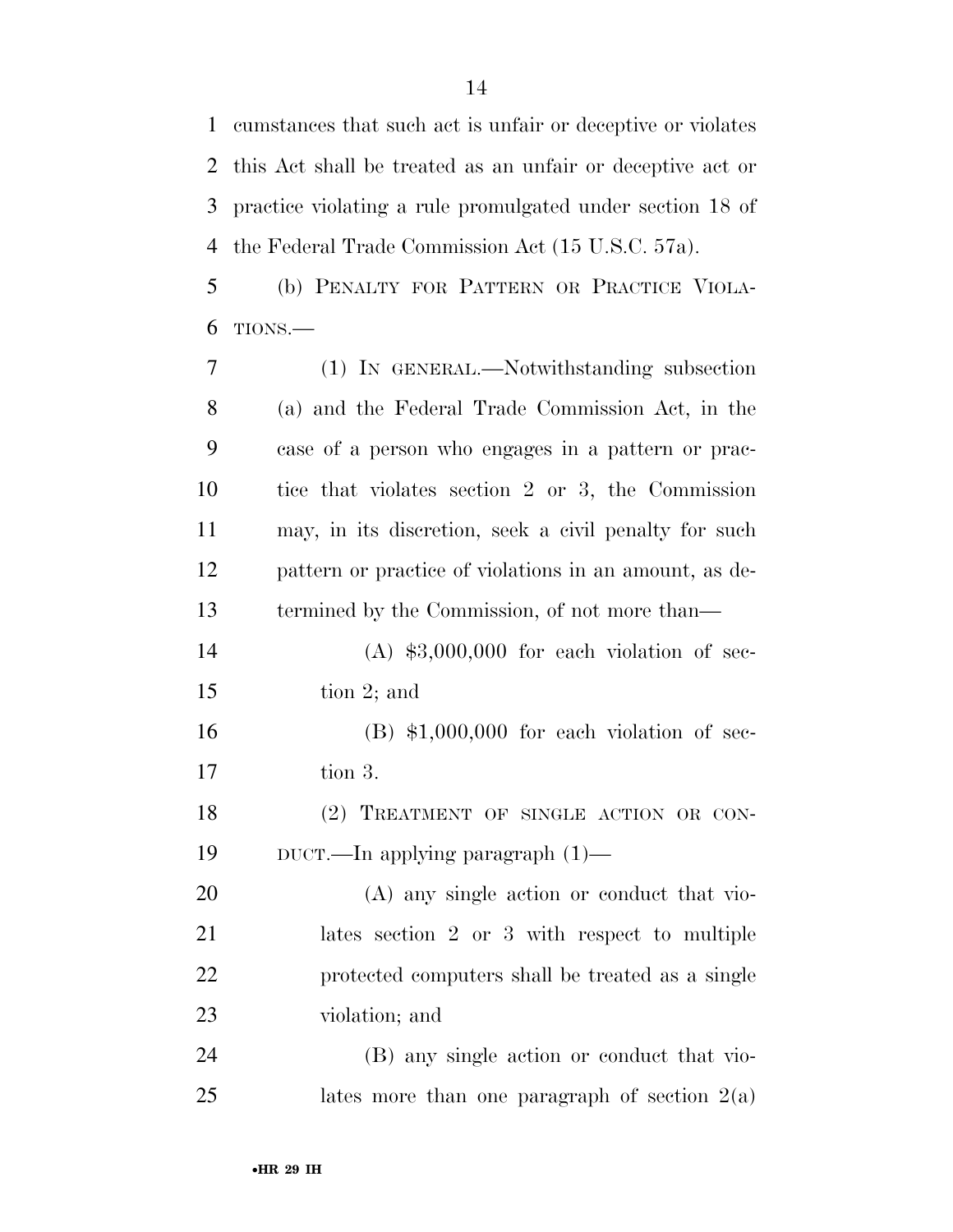cumstances that such act is unfair or deceptive or violates this Act shall be treated as an unfair or deceptive act or practice violating a rule promulgated under section 18 of the Federal Trade Commission Act (15 U.S.C. 57a).

(b) PENALTY FOR PATTERN OR PRACTICE VIOLATIONS.—

(1) IN GENERAL.—Notwithstanding subsection (a) and the Federal Trade Commission Act, in the case of a person who engages in a pattern or practice that violates section 2 or 3, the Commission may, in its discretion, seek a civil penalty for such pattern or practice of violations in an amount, as determined by the Commission, of not more than—

(A) $3,000,000 for each violation of section 2; and

(B) $1,000,000 for each violation of section 3.

(2) TREATMENT OF SINGLE ACTION OR CONDUCT.—In applying paragraph (1)—

(A) any single action or conduct that violates section 2 or 3 with respect to multiple protected computers shall be treated as a single violation; and

(B) any single action or conduct that violates more than one paragraph of section 2(a)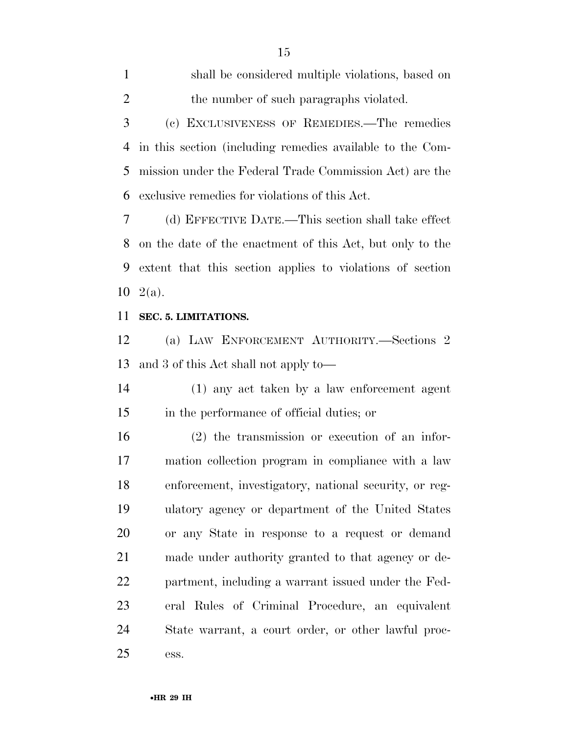shall be considered multiple violations, based on the number of such paragraphs violated.

(c) EXCLUSIVENESS OF REMEDIES.—The remedies in this section (including remedies available to the Commission under the Federal Trade Commission Act) are the exclusive remedies for violations of this Act.

(d) EFFECTIVE DATE.—This section shall take effect on the date of the enactment of this Act, but only to the extent that this section applies to violations of section 2(a).

**SEC. 5. LIMITATIONS.**

(a) LAW ENFORCEMENT AUTHORITY.—Sections 2 and 3 of this Act shall not apply to—

(1) any act taken by a law enforcement agent in the performance of official duties; or

(2) the transmission or execution of an information collection program in compliance with a law enforcement, investigatory, national security, or regulatory agency or department of the United States or any State in response to a request or demand made under authority granted to that agency or department, including a warrant issued under the Federal Rules of Criminal Procedure, an equivalent State warrant, a court order, or other lawful process.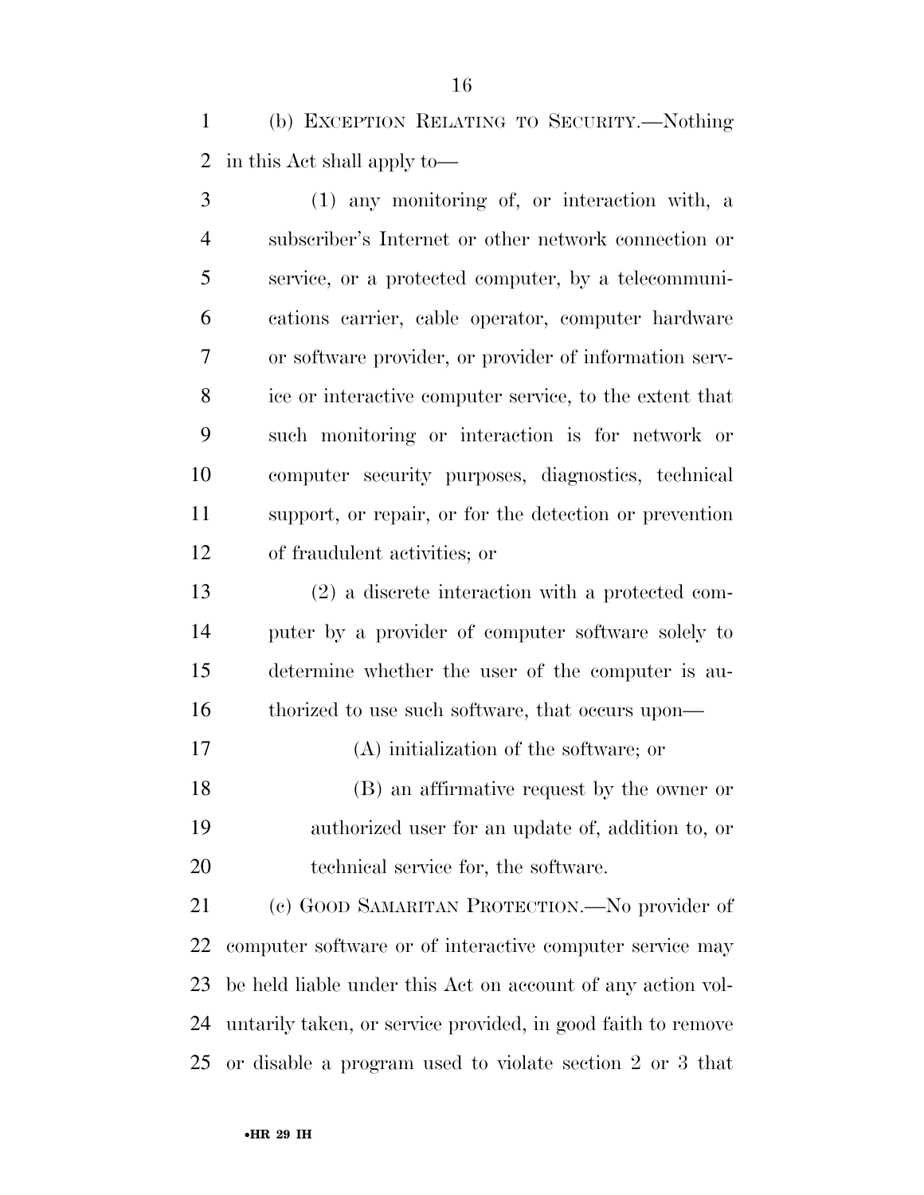(b) EXCEPTION RELATING TO SECURITY.—Nothing in this Act shall apply to—

(1) any monitoring of, or interaction with, a subscriber's Internet or other network connection or service, or a protected computer, by a telecommunications carrier, cable operator, computer hardware or software provider, or provider of information service or interactive computer service, to the extent that such monitoring or interaction is for network or computer security purposes, diagnostics, technical support, or repair, or for the detection or prevention of fraudulent activities; or

(2) a discrete interaction with a protected computer by a provider of computer software solely to determine whether the user of the computer is authorized to use such software, that occurs upon—

(A) initialization of the software; or

(B) an affirmative request by the owner or authorized user for an update of, addition to, or technical service for, the software.

(c) GOOD SAMARITAN PROTECTION.—No provider of computer software or of interactive computer service may be held liable under this Act on account of any action voluntarily taken, or service provided, in good faith to remove or disable a program used to violate section 2 or 3 that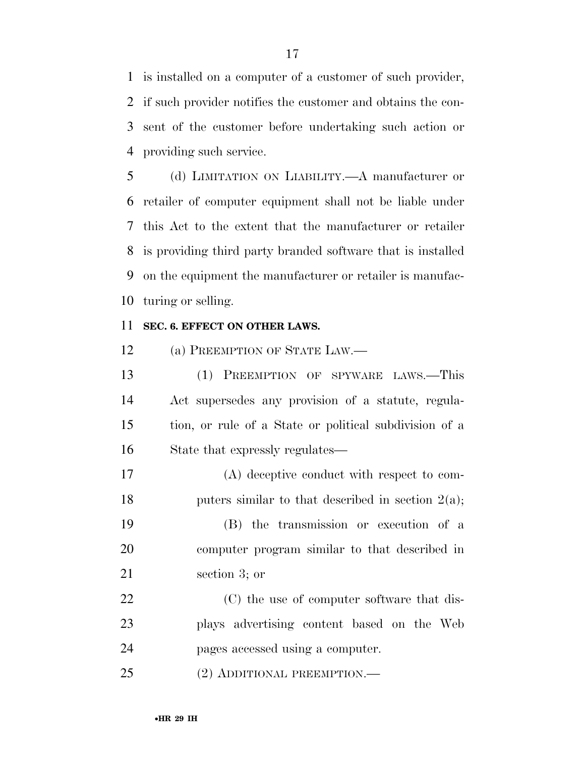is installed on a computer of a customer of such provider, if such provider notifies the customer and obtains the consent of the customer before undertaking such action or providing such service.

(d) LIMITATION ON LIABILITY.—A manufacturer or retailer of computer equipment shall not be liable under this Act to the extent that the manufacturer or retailer is providing third party branded software that is installed on the equipment the manufacturer or retailer is manufacturing or selling.

**SEC. 6. EFFECT ON OTHER LAWS.**

(a) PREEMPTION OF STATE LAW.—

(1) PREEMPTION OF SPYWARE LAWS.—This Act supersedes any provision of a statute, regulation, or rule of a State or political subdivision of a State that expressly regulates—

(A) deceptive conduct with respect to computers similar to that described in section 2(a);

(B) the transmission or execution of a computer program similar to that described in section 3; or

(C) the use of computer software that displays advertising content based on the Web pages accessed using a computer.

(2) ADDITIONAL PREEMPTION.—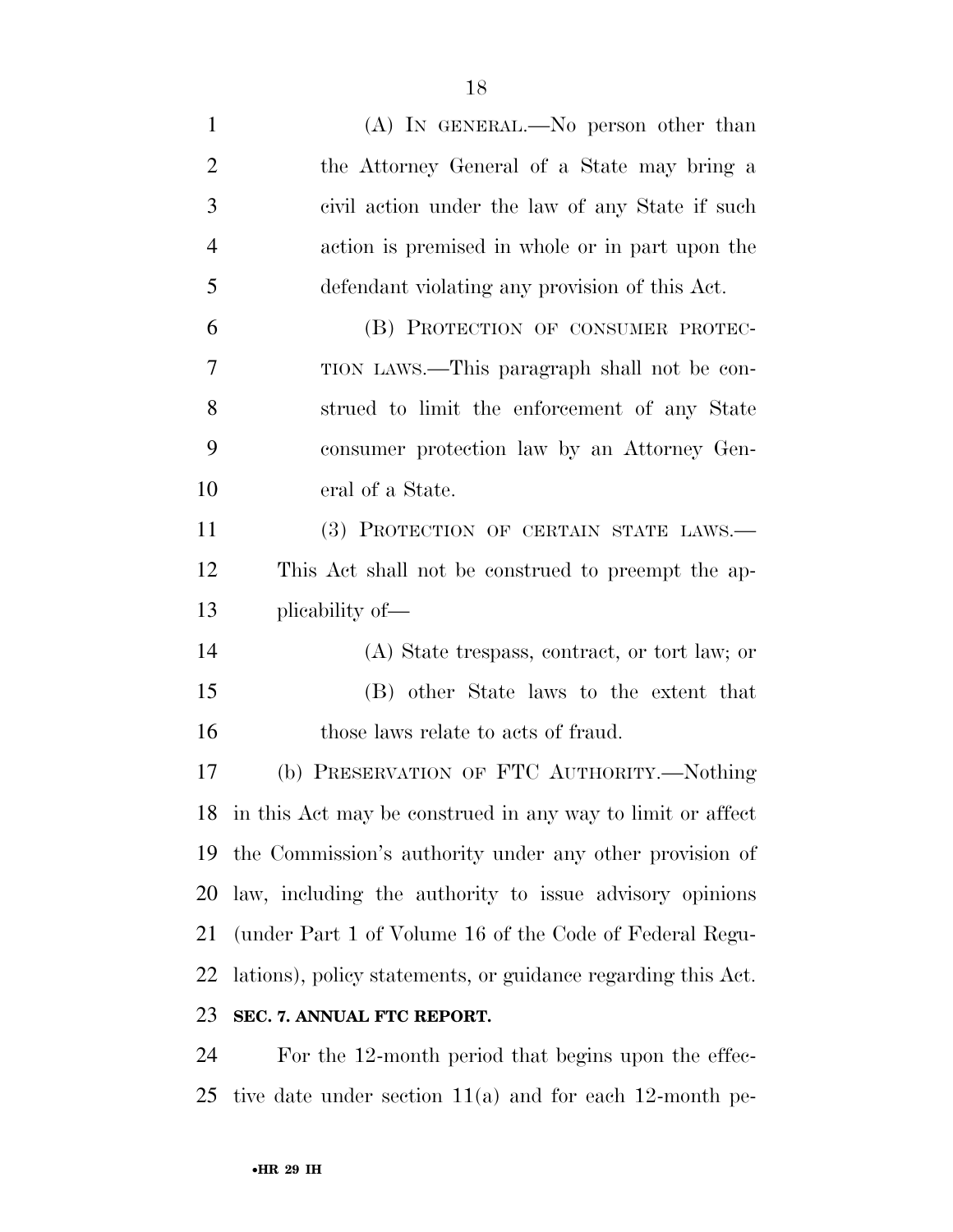(A) IN GENERAL.—No person other than the Attorney General of a State may bring a civil action under the law of any State if such action is premised in whole or in part upon the defendant violating any provision of this Act.

(B) PROTECTION OF CONSUMER PROTECTION LAWS.—This paragraph shall not be construed to limit the enforcement of any State consumer protection law by an Attorney General of a State.

(3) PROTECTION OF CERTAIN STATE LAWS.—This Act shall not be construed to preempt the applicability of—

(A) State trespass, contract, or tort law; or

(B) other State laws to the extent that those laws relate to acts of fraud.

(b) PRESERVATION OF FTC AUTHORITY.—Nothing in this Act may be construed in any way to limit or affect the Commission's authority under any other provision of law, including the authority to issue advisory opinions (under Part 1 of Volume 16 of the Code of Federal Regulations), policy statements, or guidance regarding this Act.

**SEC. 7. ANNUAL FTC REPORT.**

For the 12-month period that begins upon the effective date under section 11(a) and for each 12-month pe-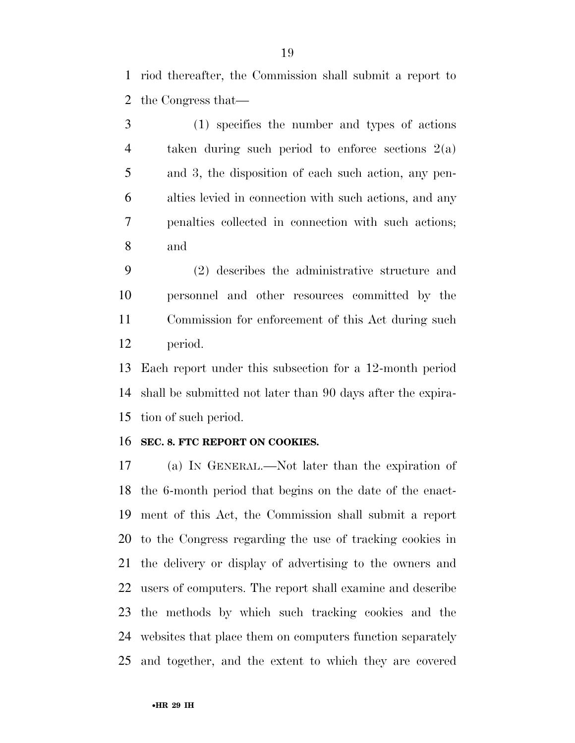riod thereafter, the Commission shall submit a report to the Congress that—

(1) specifies the number and types of actions taken during such period to enforce sections 2(a) and 3, the disposition of each such action, any penalties levied in connection with such actions, and any penalties collected in connection with such actions; and

(2) describes the administrative structure and personnel and other resources committed by the Commission for enforcement of this Act during such period.

Each report under this subsection for a 12-month period shall be submitted not later than 90 days after the expiration of such period.

**SEC. 8. FTC REPORT ON COOKIES.**

(a) IN GENERAL.—Not later than the expiration of the 6-month period that begins on the date of the enactment of this Act, the Commission shall submit a report to the Congress regarding the use of tracking cookies in the delivery or display of advertising to the owners and users of computers. The report shall examine and describe the methods by which such tracking cookies and the websites that place them on computers function separately and together, and the extent to which they are covered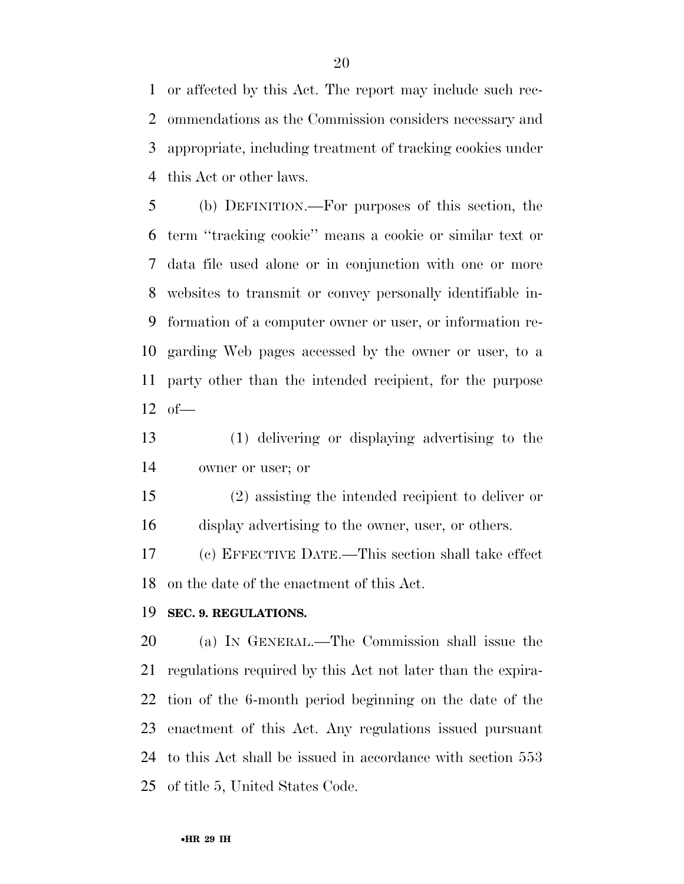or affected by this Act. The report may include such recommendations as the Commission considers necessary and appropriate, including treatment of tracking cookies under this Act or other laws.

(b) DEFINITION.—For purposes of this section, the term ''tracking cookie'' means a cookie or similar text or data file used alone or in conjunction with one or more websites to transmit or convey personally identifiable information of a computer owner or user, or information regarding Web pages accessed by the owner or user, to a party other than the intended recipient, for the purpose of—

(1) delivering or displaying advertising to the owner or user; or

(2) assisting the intended recipient to deliver or display advertising to the owner, user, or others.

(c) EFFECTIVE DATE.—This section shall take effect on the date of the enactment of this Act.

**SEC. 9. REGULATIONS.**

(a) IN GENERAL.—The Commission shall issue the regulations required by this Act not later than the expiration of the 6-month period beginning on the date of the enactment of this Act. Any regulations issued pursuant to this Act shall be issued in accordance with section 553 of title 5, United States Code.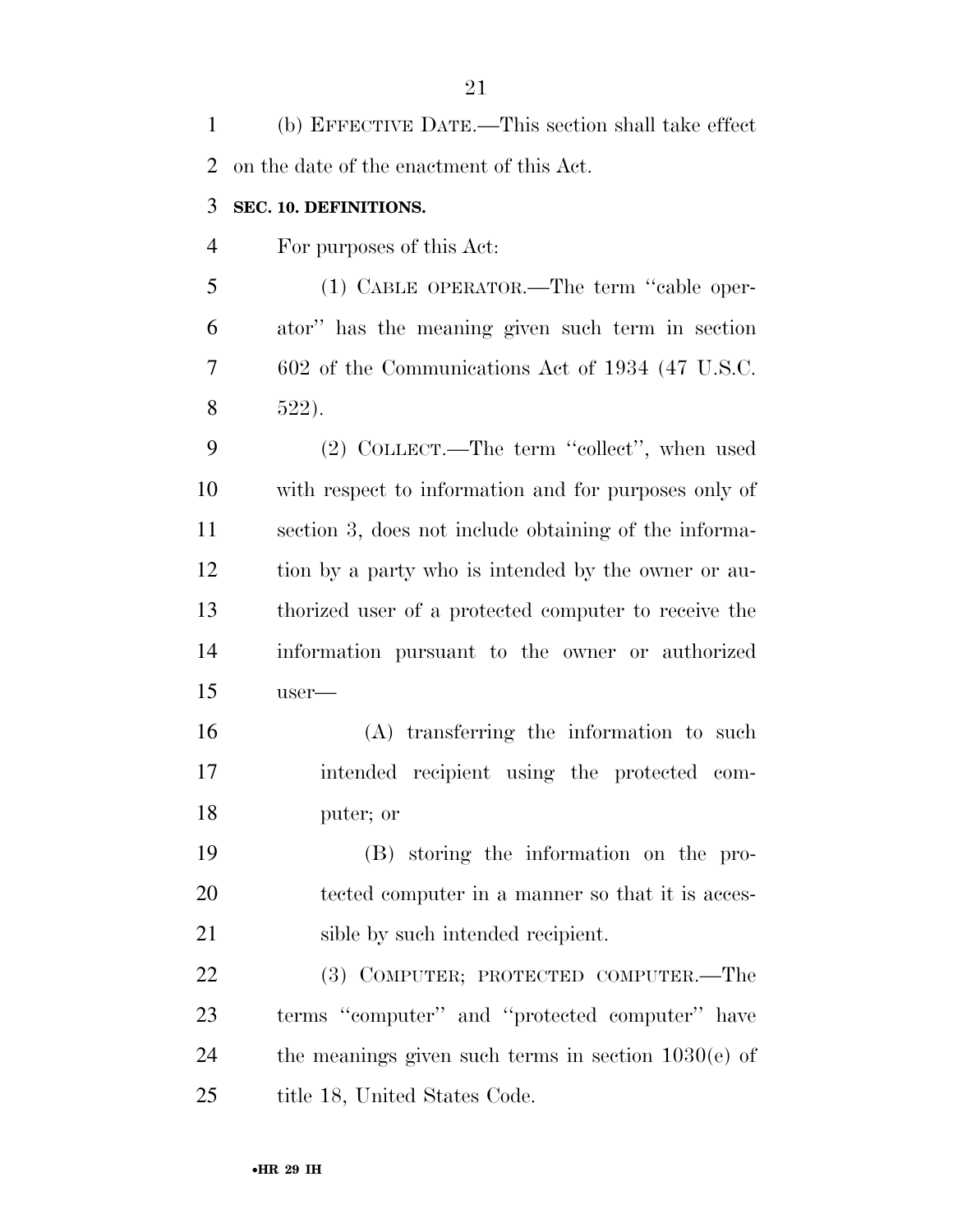(b) EFFECTIVE DATE.—This section shall take effect on the date of the enactment of this Act.

**SEC. 10. DEFINITIONS.**

For purposes of this Act:

(1) CABLE OPERATOR.—The term "cable operator" has the meaning given such term in section 602 of the Communications Act of 1934 (47 U.S.C. 522).

(2) COLLECT.—The term "collect", when used with respect to information and for purposes only of section 3, does not include obtaining of the information by a party who is intended by the owner or authorized user of a protected computer to receive the information pursuant to the owner or authorized user—

(A) transferring the information to such intended recipient using the protected computer; or

(B) storing the information on the protected computer in a manner so that it is accessible by such intended recipient.

(3) COMPUTER; PROTECTED COMPUTER.—The terms "computer" and "protected computer" have the meanings given such terms in section 1030(e) of title 18, United States Code.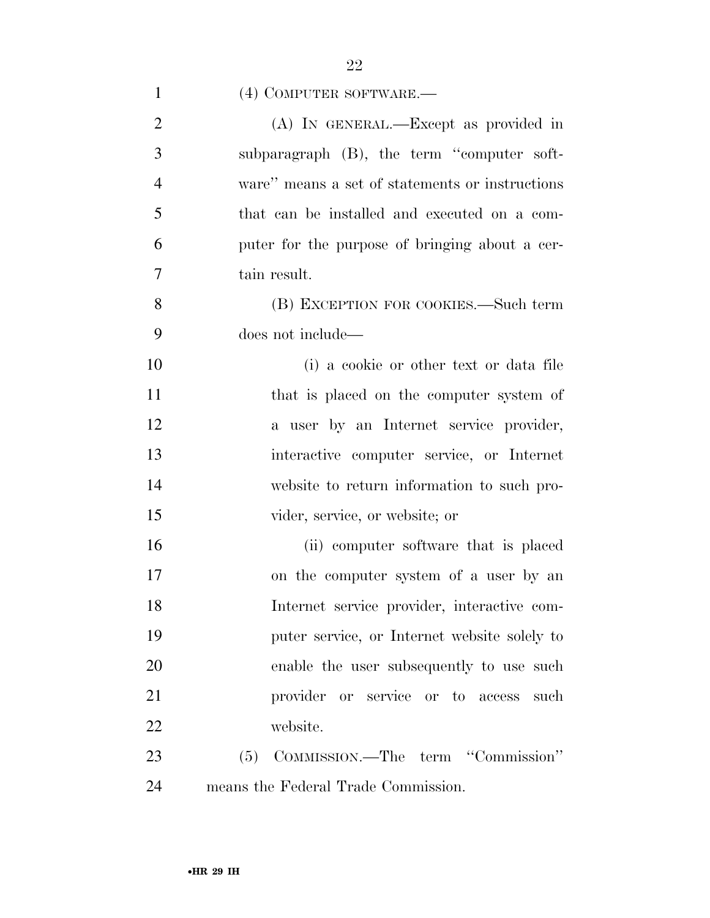(4) COMPUTER SOFTWARE.—

(A) IN GENERAL.—Except as provided in subparagraph (B), the term ''computer software'' means a set of statements or instructions that can be installed and executed on a computer for the purpose of bringing about a certain result.

(B) EXCEPTION FOR COOKIES.—Such term does not include—

(i) a cookie or other text or data file that is placed on the computer system of a user by an Internet service provider, interactive computer service, or Internet website to return information to such provider, service, or website; or

(ii) computer software that is placed on the computer system of a user by an Internet service provider, interactive computer service, or Internet website solely to enable the user subsequently to use such provider or service or to access such website.

(5) COMMISSION.—The term ''Commission'' means the Federal Trade Commission.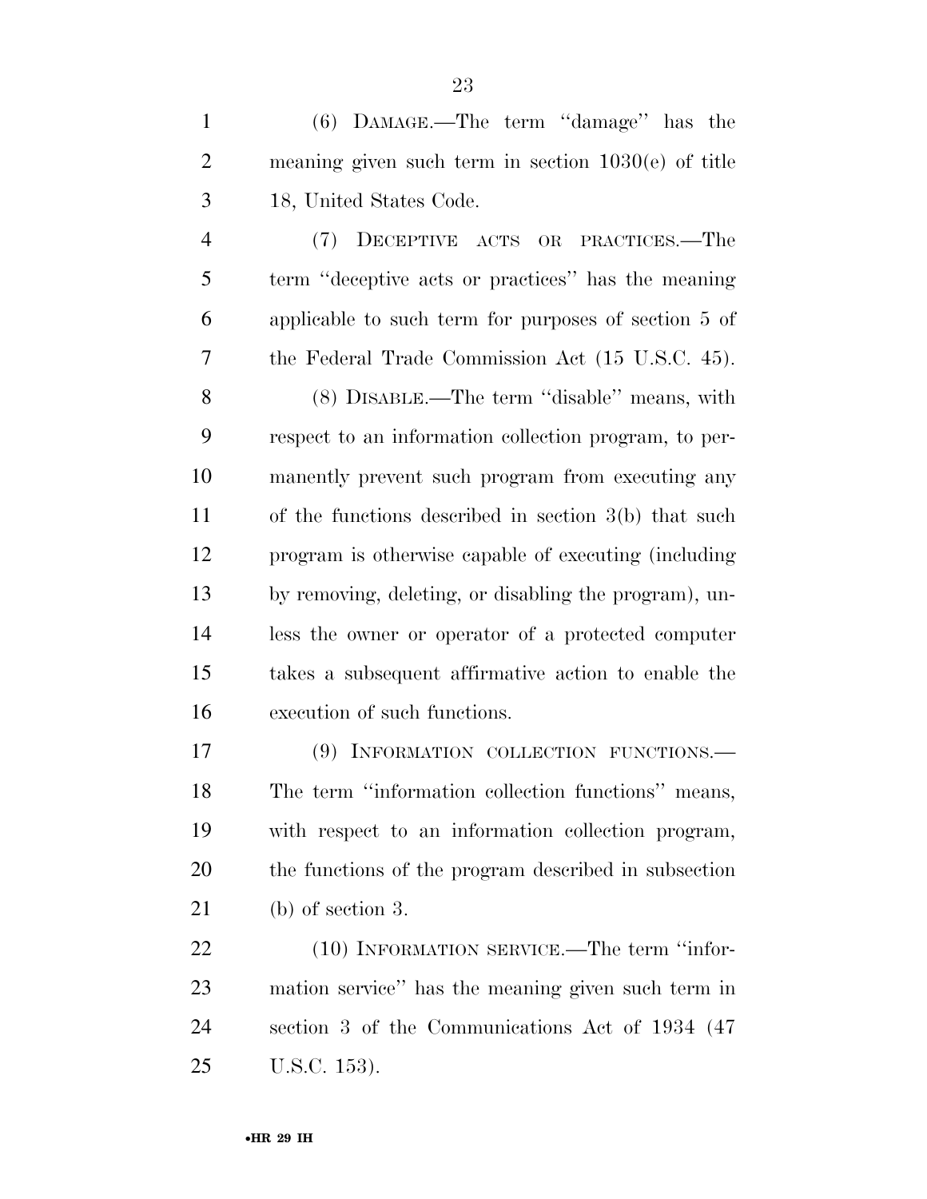(6) DAMAGE.—The term ''damage'' has the meaning given such term in section 1030(e) of title 18, United States Code.

(7) DECEPTIVE ACTS OR PRACTICES.—The term ''deceptive acts or practices'' has the meaning applicable to such term for purposes of section 5 of the Federal Trade Commission Act (15 U.S.C. 45).

(8) DISABLE.—The term ''disable'' means, with respect to an information collection program, to permanently prevent such program from executing any of the functions described in section 3(b) that such program is otherwise capable of executing (including by removing, deleting, or disabling the program), unless the owner or operator of a protected computer takes a subsequent affirmative action to enable the execution of such functions.

(9) INFORMATION COLLECTION FUNCTIONS.—The term ''information collection functions'' means, with respect to an information collection program, the functions of the program described in subsection (b) of section 3.

(10) INFORMATION SERVICE.—The term ''information service'' has the meaning given such term in section 3 of the Communications Act of 1934 (47 U.S.C. 153).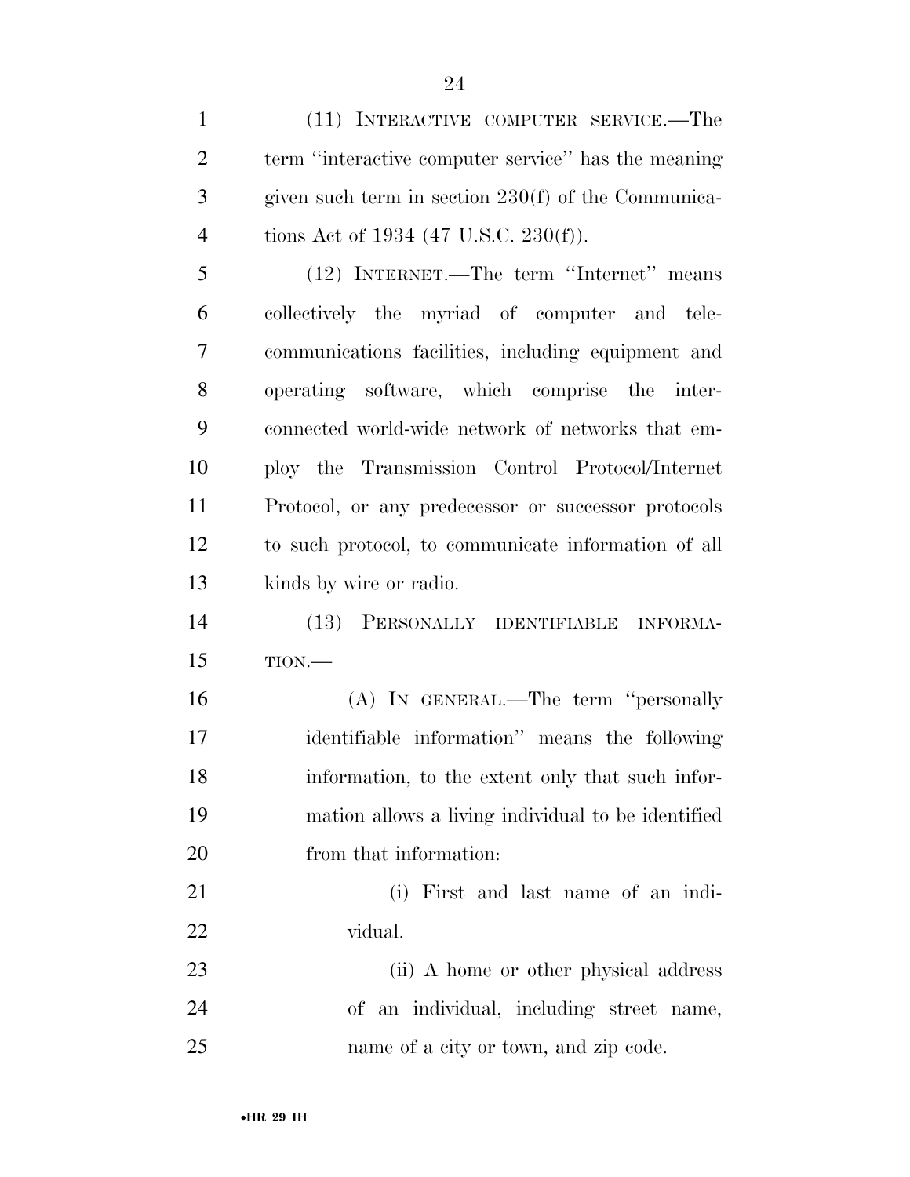(11) INTERACTIVE COMPUTER SERVICE.—The term ''interactive computer service'' has the meaning given such term in section 230(f) of the Communications Act of 1934 (47 U.S.C. 230(f)).

(12) INTERNET.—The term ''Internet'' means collectively the myriad of computer and telecommunications facilities, including equipment and operating software, which comprise the interconnected world-wide network of networks that employ the Transmission Control Protocol/Internet Protocol, or any predecessor or successor protocols to such protocol, to communicate information of all kinds by wire or radio.

(13) PERSONALLY IDENTIFIABLE INFORMATION.—

(A) IN GENERAL.—The term ''personally identifiable information'' means the following information, to the extent only that such information allows a living individual to be identified from that information:

(i) First and last name of an individual.

(ii) A home or other physical address of an individual, including street name, name of a city or town, and zip code.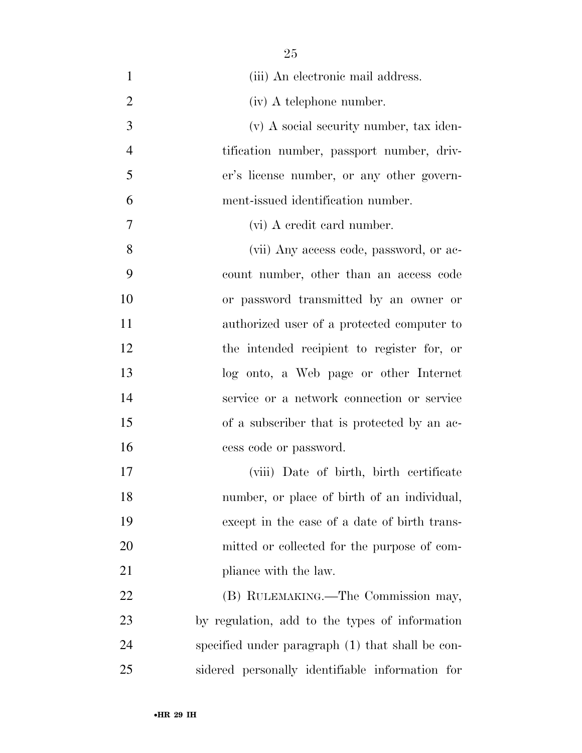(iii) An electronic mail address.

(iv) A telephone number.

(v) A social security number, tax identification number, passport number, driver's license number, or any other government-issued identification number.

(vi) A credit card number.

(vii) Any access code, password, or account number, other than an access code or password transmitted by an owner or authorized user of a protected computer to the intended recipient to register for, or log onto, a Web page or other Internet service or a network connection or service of a subscriber that is protected by an access code or password.

(viii) Date of birth, birth certificate number, or place of birth of an individual, except in the case of a date of birth transmitted or collected for the purpose of compliance with the law.

(B) RULEMAKING.—The Commission may, by regulation, add to the types of information specified under paragraph (1) that shall be considered personally identifiable information for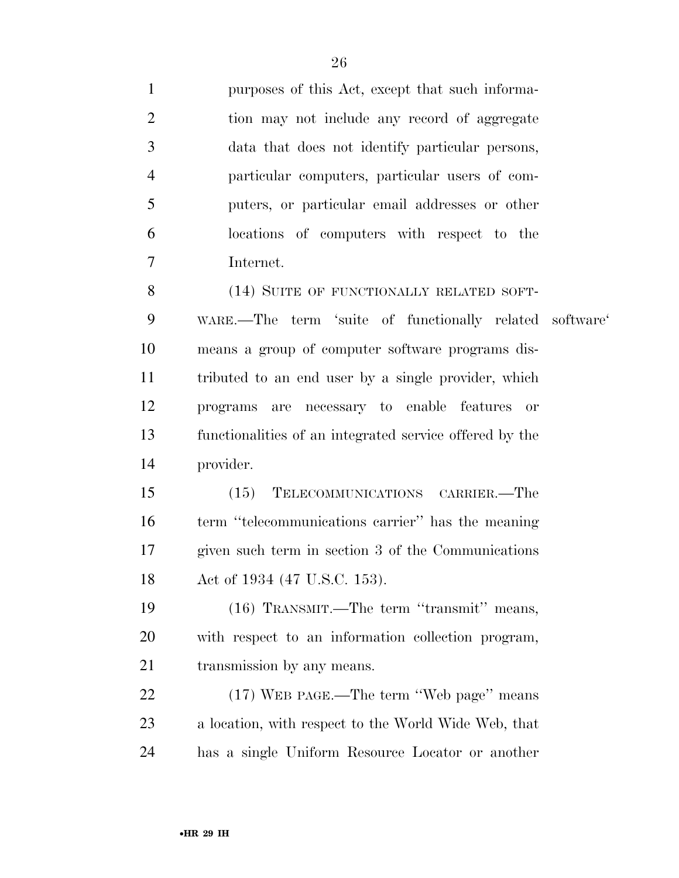purposes of this Act, except that such information may not include any record of aggregate data that does not identify particular persons, particular computers, particular users of computers, or particular email addresses or other locations of computers with respect to the Internet.

(14) SUITE OF FUNCTIONALLY RELATED SOFTWARE.—The term 'suite of functionally related software' means a group of computer software programs distributed to an end user by a single provider, which programs are necessary to enable features or functionalities of an integrated service offered by the provider.

(15) TELECOMMUNICATIONS CARRIER.—The term ''telecommunications carrier'' has the meaning given such term in section 3 of the Communications Act of 1934 (47 U.S.C. 153).

(16) TRANSMIT.—The term ''transmit'' means, with respect to an information collection program, transmission by any means.

(17) WEB PAGE.—The term ''Web page'' means a location, with respect to the World Wide Web, that has a single Uniform Resource Locator or another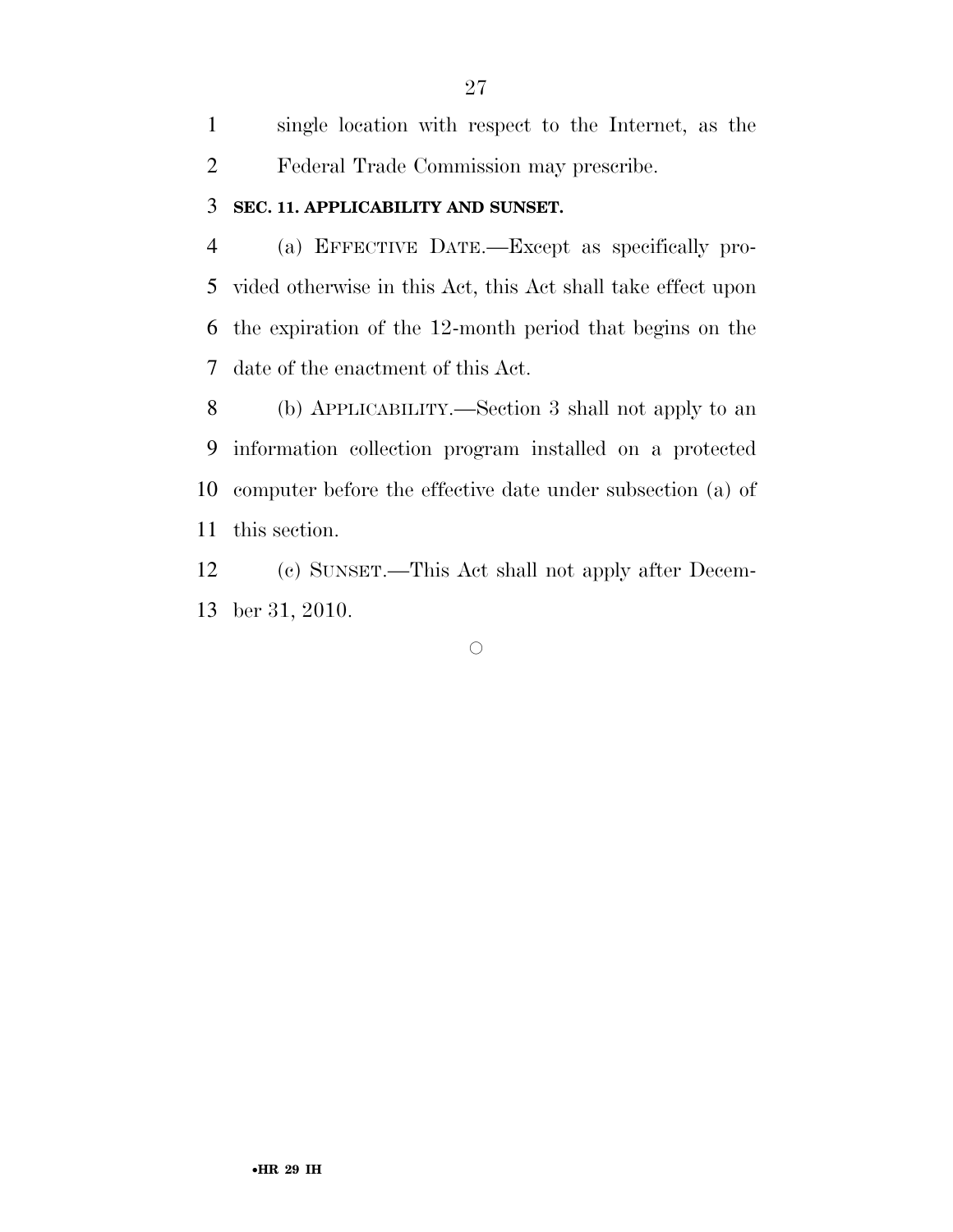single location with respect to the Internet, as the Federal Trade Commission may prescribe.

**SEC. 11. APPLICABILITY AND SUNSET.**

(a) EFFECTIVE DATE.—Except as specifically provided otherwise in this Act, this Act shall take effect upon the expiration of the 12-month period that begins on the date of the enactment of this Act.

(b) APPLICABILITY.—Section 3 shall not apply to an information collection program installed on a protected computer before the effective date under subsection (a) of this section.

(c) SUNSET.—This Act shall not apply after December 31, 2010.

○